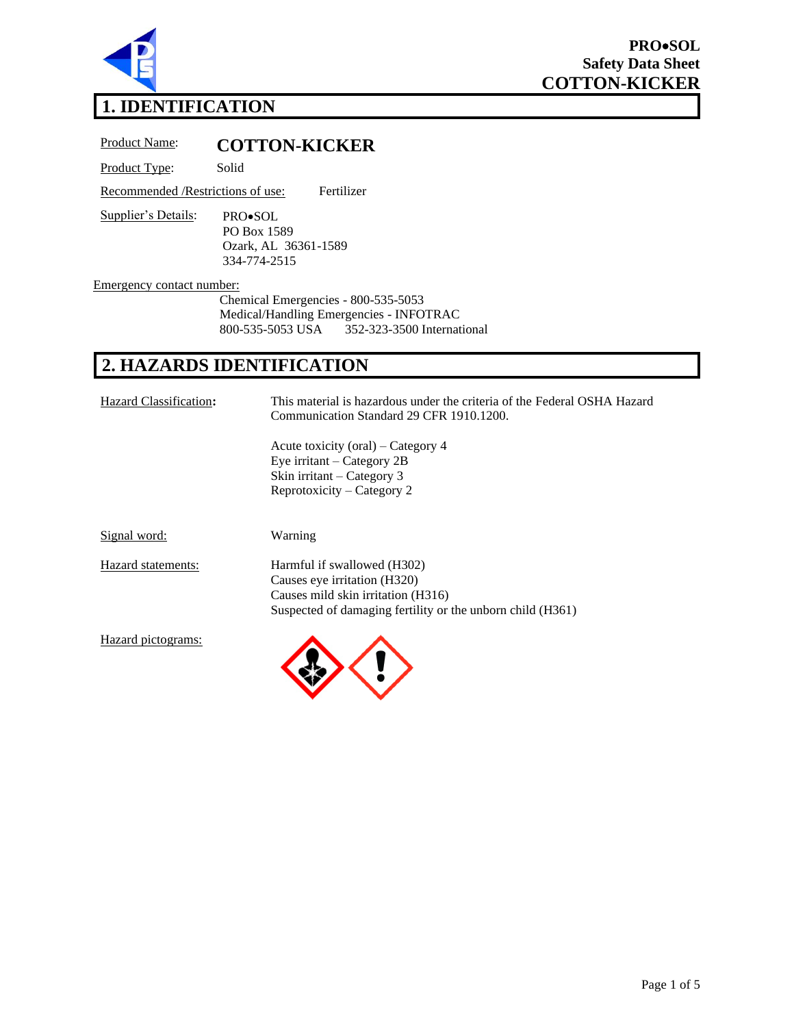# 1. IDENTIFICATION

Product Name: **COTTON-KICKER**

Product Type: Solid

Recommended /Restrictions of use: Fertilizer

Supplier's Details:
PRO•SOL
PO Box 1589
Ozark, AL 36361-1589
334-774-2515

Emergency contact number:
Chemical Emergencies - 800-535-5053
Medical/Handling Emergencies - INFOTRAC
800-535-5053 USA 352-323-3500 International

# 2. HAZARDS IDENTIFICATION

Hazard Classification: This material is hazardous under the criteria of the Federal OSHA Hazard Communication Standard 29 CFR 1910.1200.

Acute toxicity (oral) – Category 4
Eye irritant – Category 2B
Skin irritant – Category 3
Reprotoxicity – Category 2

Signal word: Warning

Hazard statements:
Harmful if swallowed (H302)
Causes eye irritation (H320)
Causes mild skin irritation (H316)
Suspected of damaging fertility or the unborn child (H361)

Hazard pictograms: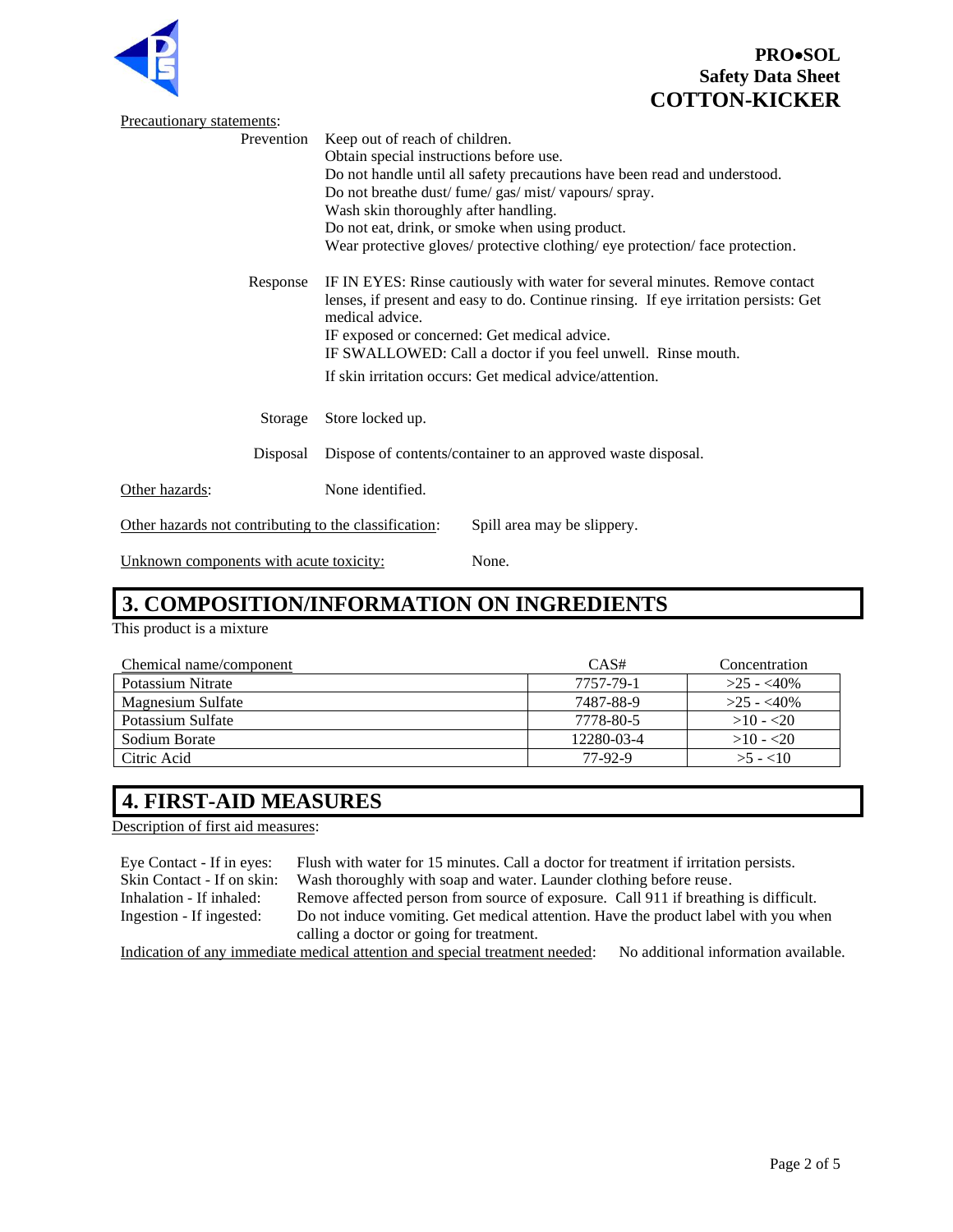Precautionary statements:

| | |
|---|---|
| Prevention | Keep out of reach of children.<br>Obtain special instructions before use.<br>Do not handle until all safety precautions have been read and understood.<br>Do not breathe dust/ fume/ gas/ mist/ vapours/ spray.<br>Wash skin thoroughly after handling.<br>Do not eat, drink, or smoke when using product.<br>Wear protective gloves/ protective clothing/ eye protection/ face protection. |
| Response | IF IN EYES: Rinse cautiously with water for several minutes. Remove contact lenses, if present and easy to do. Continue rinsing. If eye irritation persists: Get medical advice.<br>IF exposed or concerned: Get medical advice.<br>IF SWALLOWED: Call a doctor if you feel unwell. Rinse mouth.<br>If skin irritation occurs: Get medical advice/attention. |
| Storage | Store locked up. |
| Disposal | Dispose of contents/container to an approved waste disposal. |

Other hazards: None identified.

Other hazards not contributing to the classification: Spill area may be slippery.

Unknown components with acute toxicity: None.

## 3. COMPOSITION/INFORMATION ON INGREDIENTS

This product is a mixture

| Chemical name/component | CAS# | Concentration |
|---|---|---|
| Potassium Nitrate | 7757-79-1 | >25 - <40% |
| Magnesium Sulfate | 7487-88-9 | >25 - <40% |
| Potassium Sulfate | 7778-80-5 | >10 - <20 |
| Sodium Borate | 12280-03-4 | >10 - <20 |
| Citric Acid | 77-92-9 | >5 - <10 |

## 4. FIRST-AID MEASURES

Description of first aid measures:

| | |
|---|---|
| Eye Contact - If in eyes: | Flush with water for 15 minutes. Call a doctor for treatment if irritation persists. |
| Skin Contact - If on skin: | Wash thoroughly with soap and water. Launder clothing before reuse. |
| Inhalation - If inhaled: | Remove affected person from source of exposure. Call 911 if breathing is difficult. |
| Ingestion - If ingested: | Do not induce vomiting. Get medical attention. Have the product label with you when calling a doctor or going for treatment. |

Indication of any immediate medical attention and special treatment needed: No additional information available.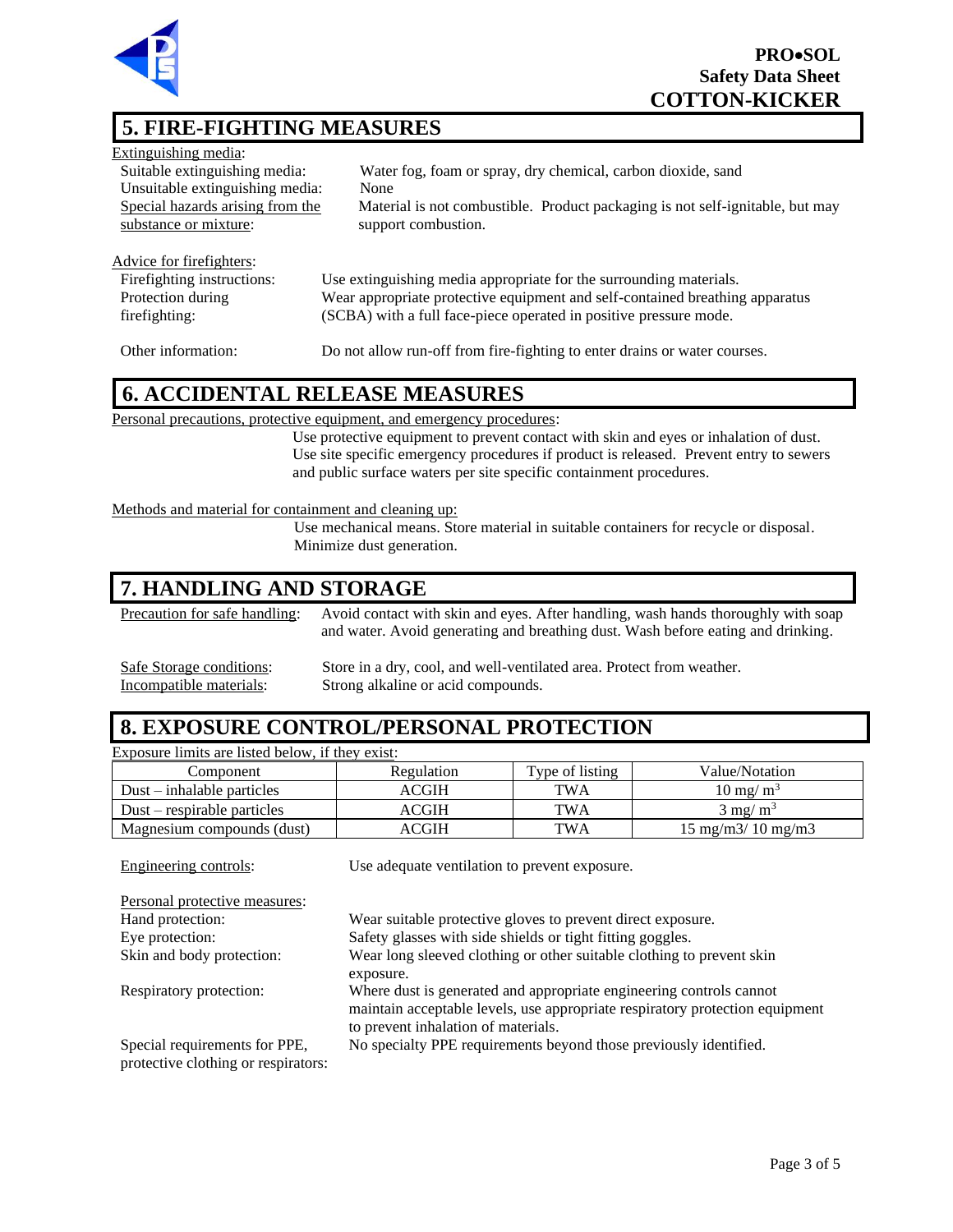# 5. FIRE-FIGHTING MEASURES

Extinguishing media:

Suitable extinguishing media: Water fog, foam or spray, dry chemical, carbon dioxide, sand

Unsuitable extinguishing media: None

Special hazards arising from the substance or mixture: Material is not combustible. Product packaging is not self-ignitable, but may support combustion.

Advice for firefighters:

Firefighting instructions: Use extinguishing media appropriate for the surrounding materials.

Protection during firefighting: Wear appropriate protective equipment and self-contained breathing apparatus (SCBA) with a full face-piece operated in positive pressure mode.

Other information: Do not allow run-off from fire-fighting to enter drains or water courses.

# 6. ACCIDENTAL RELEASE MEASURES

Personal precautions, protective equipment, and emergency procedures:

Use protective equipment to prevent contact with skin and eyes or inhalation of dust. Use site specific emergency procedures if product is released. Prevent entry to sewers and public surface waters per site specific containment procedures.

Methods and material for containment and cleaning up:

Use mechanical means. Store material in suitable containers for recycle or disposal. Minimize dust generation.

# 7. HANDLING AND STORAGE

Precaution for safe handling: Avoid contact with skin and eyes. After handling, wash hands thoroughly with soap and water. Avoid generating and breathing dust. Wash before eating and drinking.

Safe Storage conditions: Store in a dry, cool, and well-ventilated area. Protect from weather.

Incompatible materials: Strong alkaline or acid compounds.

# 8. EXPOSURE CONTROL/PERSONAL PROTECTION

Exposure limits are listed below, if they exist:

| Component | Regulation | Type of listing | Value/Notation |
|---|---|---|---|
| Dust – inhalable particles | ACGIH | TWA | 10 mg/ $m^3$ |
| Dust – respirable particles | ACGIH | TWA | 3 mg/ $m^3$ |
| Magnesium compounds (dust) | ACGIH | TWA | 15 mg/m3/ 10 mg/m3 |

Engineering controls: Use adequate ventilation to prevent exposure.

Personal protective measures:

Hand protection: Wear suitable protective gloves to prevent direct exposure.

Eye protection: Safety glasses with side shields or tight fitting goggles.

Skin and body protection: Wear long sleeved clothing or other suitable clothing to prevent skin exposure.

Respiratory protection: Where dust is generated and appropriate engineering controls cannot maintain acceptable levels, use appropriate respiratory protection equipment to prevent inhalation of materials.

Special requirements for PPE, protective clothing or respirators: No specialty PPE requirements beyond those previously identified.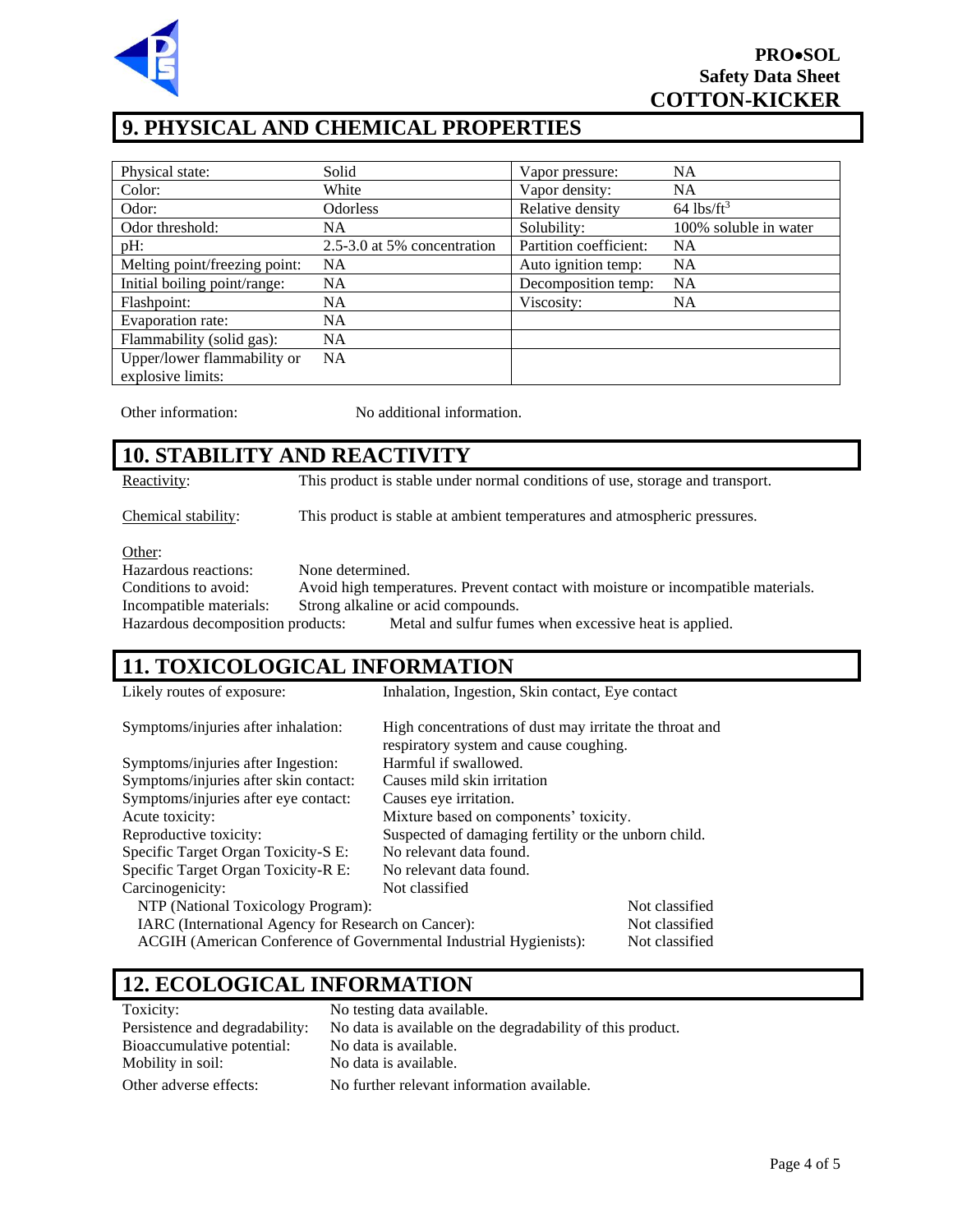## 9. PHYSICAL AND CHEMICAL PROPERTIES

| Physical state: | Solid | Vapor pressure: | NA |
|---|---|---|---|
| Color: | White | Vapor density: | NA |
| Odor: | Odorless | Relative density | 64 lbs/ft$^3$ |
| Odor threshold: | NA | Solubility: | 100% soluble in water |
| pH: | 2.5-3.0 at 5% concentration | Partition coefficient: | NA |
| Melting point/freezing point: | NA | Auto ignition temp: | NA |
| Initial boiling point/range: | NA | Decomposition temp: | NA |
| Flashpoint: | NA | Viscosity: | NA |
| Evaporation rate: | NA | | |
| Flammability (solid gas): | NA | | |
| Upper/lower flammability or explosive limits: | NA | | |

Other information: No additional information.

## 10. STABILITY AND REACTIVITY

Reactivity: This product is stable under normal conditions of use, storage and transport.

Chemical stability: This product is stable at ambient temperatures and atmospheric pressures.

Other:
Hazardous reactions: None determined.
Conditions to avoid: Avoid high temperatures. Prevent contact with moisture or incompatible materials.
Incompatible materials: Strong alkaline or acid compounds.
Hazardous decomposition products: Metal and sulfur fumes when excessive heat is applied.

## 11. TOXICOLOGICAL INFORMATION

Likely routes of exposure: Inhalation, Ingestion, Skin contact, Eye contact

Symptoms/injuries after inhalation: High concentrations of dust may irritate the throat and respiratory system and cause coughing.
Symptoms/injuries after Ingestion: Harmful if swallowed.
Symptoms/injuries after skin contact: Causes mild skin irritation
Symptoms/injuries after eye contact: Causes eye irritation.
Acute toxicity: Mixture based on components' toxicity.
Reproductive toxicity: Suspected of damaging fertility or the unborn child.
Specific Target Organ Toxicity-S E: No relevant data found.
Specific Target Organ Toxicity-R E: No relevant data found.
Carcinogenicity: Not classified
NTP (National Toxicology Program): Not classified
IARC (International Agency for Research on Cancer): Not classified
ACGIH (American Conference of Governmental Industrial Hygienists): Not classified

## 12. ECOLOGICAL INFORMATION

Toxicity: No testing data available.
Persistence and degradability: No data is available on the degradability of this product.
Bioaccumulative potential: No data is available.
Mobility in soil: No data is available.
Other adverse effects: No further relevant information available.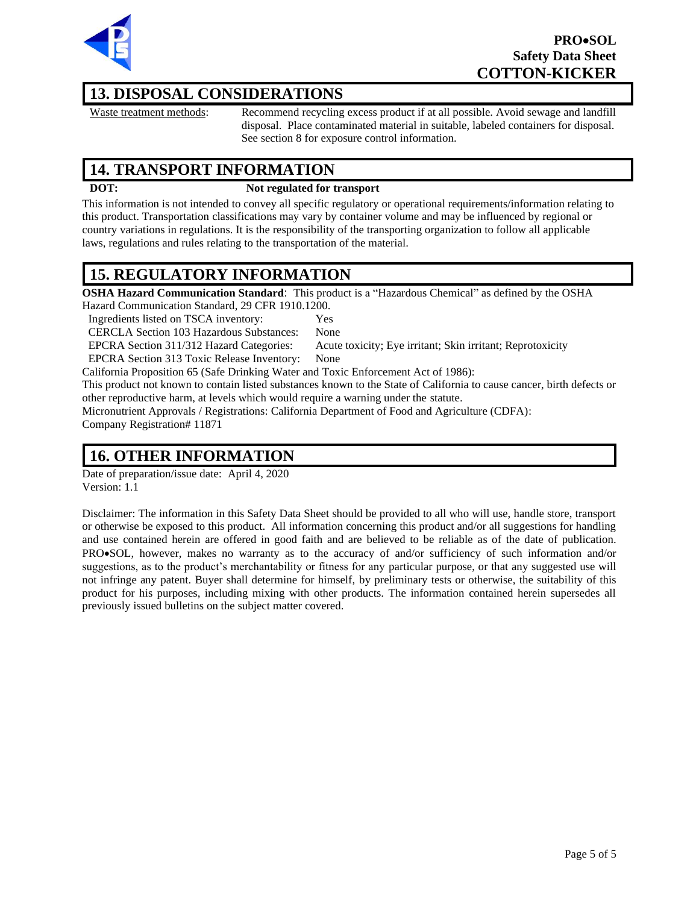## 13. DISPOSAL CONSIDERATIONS

Waste treatment methods: Recommend recycling excess product if at all possible. Avoid sewage and landfill disposal. Place contaminated material in suitable, labeled containers for disposal. See section 8 for exposure control information.

## 14. TRANSPORT INFORMATION

**DOT:** **Not regulated for transport**

This information is not intended to convey all specific regulatory or operational requirements/information relating to this product. Transportation classifications may vary by container volume and may be influenced by regional or country variations in regulations. It is the responsibility of the transporting organization to follow all applicable laws, regulations and rules relating to the transportation of the material.

## 15. REGULATORY INFORMATION

**OSHA Hazard Communication Standard**: This product is a "Hazardous Chemical" as defined by the OSHA Hazard Communication Standard, 29 CFR 1910.1200.

| | |
|---|---|
| Ingredients listed on TSCA inventory: | Yes |
| CERCLA Section 103 Hazardous Substances: | None |
| EPCRA Section 311/312 Hazard Categories: | Acute toxicity; Eye irritant; Skin irritant; Reprotoxicity |
| EPCRA Section 313 Toxic Release Inventory: | None |

California Proposition 65 (Safe Drinking Water and Toxic Enforcement Act of 1986):
This product not known to contain listed substances known to the State of California to cause cancer, birth defects or other reproductive harm, at levels which would require a warning under the statute.
Micronutrient Approvals / Registrations: California Department of Food and Agriculture (CDFA):
Company Registration# 11871

## 16. OTHER INFORMATION

Date of preparation/issue date: April 4, 2020
Version: 1.1

Disclaimer: The information in this Safety Data Sheet should be provided to all who will use, handle store, transport or otherwise be exposed to this product. All information concerning this product and/or all suggestions for handling and use contained herein are offered in good faith and are believed to be reliable as of the date of publication. PRO•SOL, however, makes no warranty as to the accuracy of and/or sufficiency of such information and/or suggestions, as to the product's merchantability or fitness for any particular purpose, or that any suggested use will not infringe any patent. Buyer shall determine for himself, by preliminary tests or otherwise, the suitability of this product for his purposes, including mixing with other products. The information contained herein supersedes all previously issued bulletins on the subject matter covered.